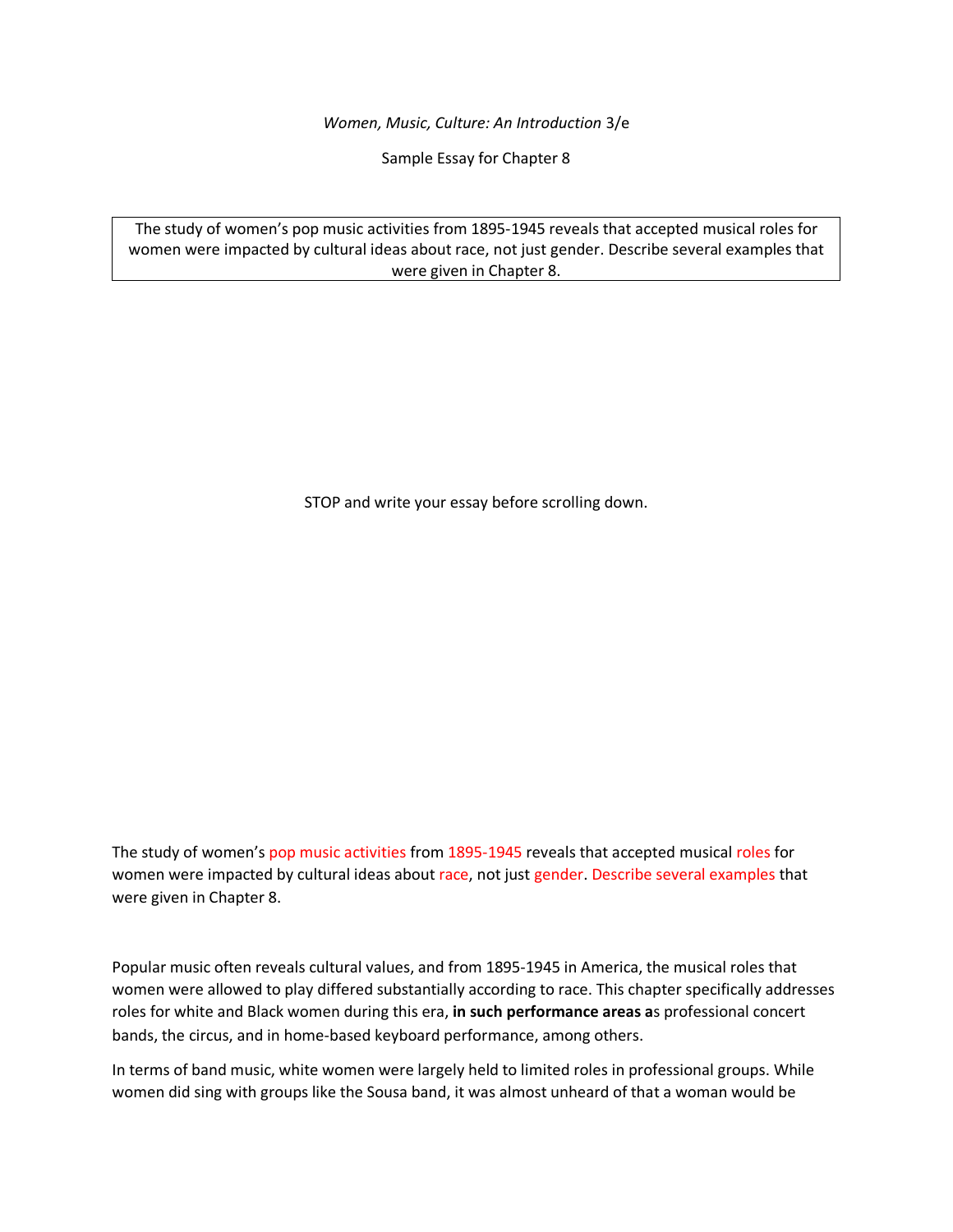*Women, Music, Culture: An Introduction* 3/e

Sample Essay for Chapter 8

| The study of women's pop music activities from 1895-1945 reveals that accepted musical roles for women were impacted by cultural ideas about race, not just gender. Describe several examples that were given in Chapter 8. |
|---|

STOP and write your essay before scrolling down.

The study of women's pop music activities from 1895-1945 reveals that accepted musical roles for women were impacted by cultural ideas about race, not just gender. Describe several examples that were given in Chapter 8.

Popular music often reveals cultural values, and from 1895-1945 in America, the musical roles that women were allowed to play differed substantially according to race. This chapter specifically addresses roles for white and Black women during this era, **in such performance areas a**s professional concert bands, the circus, and in home-based keyboard performance, among others.

In terms of band music, white women were largely held to limited roles in professional groups. While women did sing with groups like the Sousa band, it was almost unheard of that a woman would be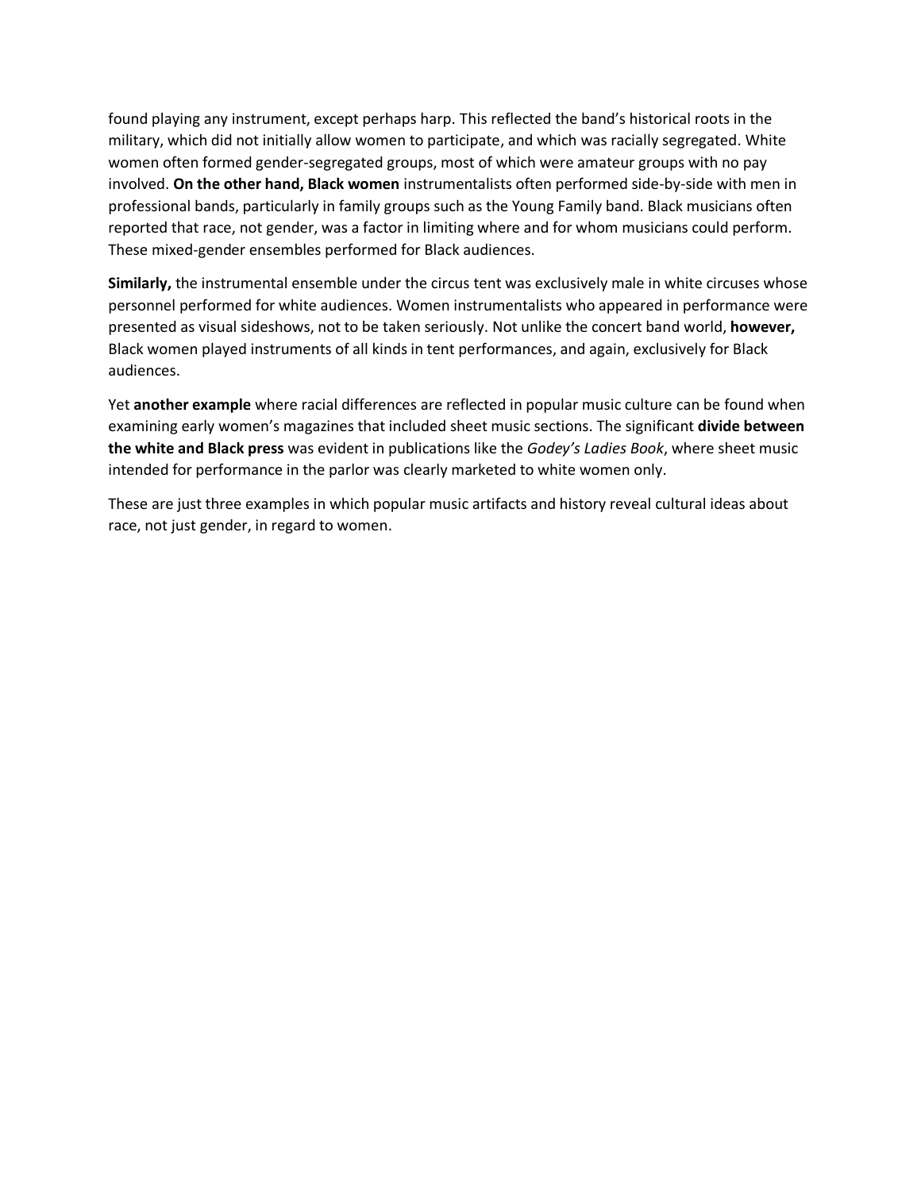found playing any instrument, except perhaps harp. This reflected the band's historical roots in the military, which did not initially allow women to participate, and which was racially segregated. White women often formed gender-segregated groups, most of which were amateur groups with no pay involved. **On the other hand, Black women** instrumentalists often performed side-by-side with men in professional bands, particularly in family groups such as the Young Family band. Black musicians often reported that race, not gender, was a factor in limiting where and for whom musicians could perform. These mixed-gender ensembles performed for Black audiences.

**Similarly,** the instrumental ensemble under the circus tent was exclusively male in white circuses whose personnel performed for white audiences. Women instrumentalists who appeared in performance were presented as visual sideshows, not to be taken seriously. Not unlike the concert band world, **however,** Black women played instruments of all kinds in tent performances, and again, exclusively for Black audiences.

Yet **another example** where racial differences are reflected in popular music culture can be found when examining early women's magazines that included sheet music sections. The significant **divide between the white and Black press** was evident in publications like the *Godey's Ladies Book*, where sheet music intended for performance in the parlor was clearly marketed to white women only.

These are just three examples in which popular music artifacts and history reveal cultural ideas about race, not just gender, in regard to women.